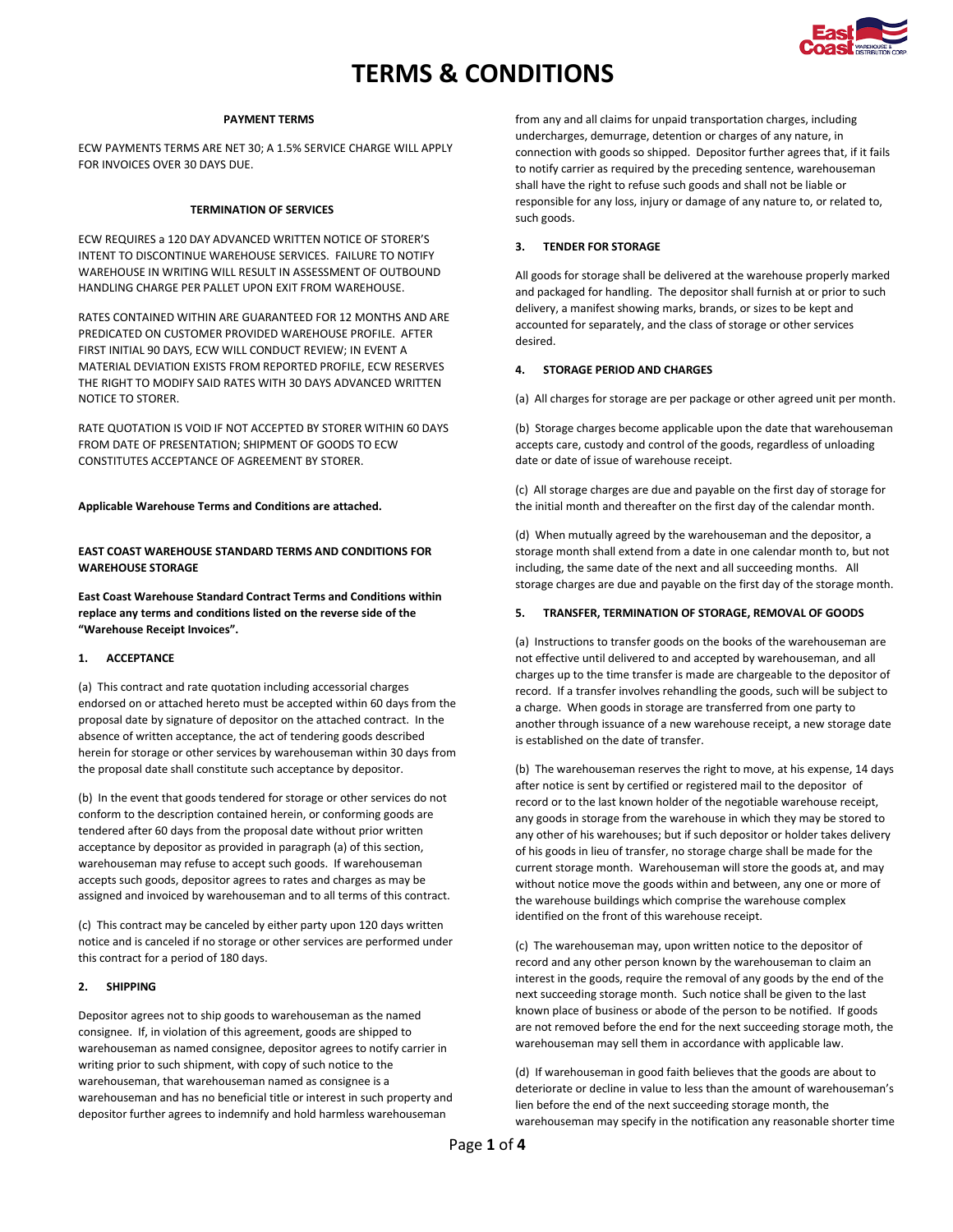# TERMS & CONDITIONS

**PAYMENT TERMS**

ECW PAYMENTS TERMS ARE NET 30; A 1.5% SERVICE CHARGE WILL APPLY FOR INVOICES OVER 30 DAYS DUE.

**TERMINATION OF SERVICES**

ECW REQUIRES a 120 DAY ADVANCED WRITTEN NOTICE OF STORER'S INTENT TO DISCONTINUE WAREHOUSE SERVICES. FAILURE TO NOTIFY WAREHOUSE IN WRITING WILL RESULT IN ASSESSMENT OF OUTBOUND HANDLING CHARGE PER PALLET UPON EXIT FROM WAREHOUSE.

RATES CONTAINED WITHIN ARE GUARANTEED FOR 12 MONTHS AND ARE PREDICATED ON CUSTOMER PROVIDED WAREHOUSE PROFILE. AFTER FIRST INITIAL 90 DAYS, ECW WILL CONDUCT REVIEW; IN EVENT A MATERIAL DEVIATION EXISTS FROM REPORTED PROFILE, ECW RESERVES THE RIGHT TO MODIFY SAID RATES WITH 30 DAYS ADVANCED WRITTEN NOTICE TO STORER.

RATE QUOTATION IS VOID IF NOT ACCEPTED BY STORER WITHIN 60 DAYS FROM DATE OF PRESENTATION; SHIPMENT OF GOODS TO ECW CONSTITUTES ACCEPTANCE OF AGREEMENT BY STORER.

**Applicable Warehouse Terms and Conditions are attached.**

**EAST COAST WAREHOUSE STANDARD TERMS AND CONDITIONS FOR WAREHOUSE STORAGE**

**East Coast Warehouse Standard Contract Terms and Conditions within replace any terms and conditions listed on the reverse side of the "Warehouse Receipt Invoices".**

**1. ACCEPTANCE**

(a) This contract and rate quotation including accessorial charges endorsed on or attached hereto must be accepted within 60 days from the proposal date by signature of depositor on the attached contract. In the absence of written acceptance, the act of tendering goods described herein for storage or other services by warehouseman within 30 days from the proposal date shall constitute such acceptance by depositor.

(b) In the event that goods tendered for storage or other services do not conform to the description contained herein, or conforming goods are tendered after 60 days from the proposal date without prior written acceptance by depositor as provided in paragraph (a) of this section, warehouseman may refuse to accept such goods. If warehouseman accepts such goods, depositor agrees to rates and charges as may be assigned and invoiced by warehouseman and to all terms of this contract.

(c) This contract may be canceled by either party upon 120 days written notice and is canceled if no storage or other services are performed under this contract for a period of 180 days.

**2. SHIPPING**

Depositor agrees not to ship goods to warehouseman as the named consignee. If, in violation of this agreement, goods are shipped to warehouseman as named consignee, depositor agrees to notify carrier in writing prior to such shipment, with copy of such notice to the warehouseman, that warehouseman named as consignee is a warehouseman and has no beneficial title or interest in such property and depositor further agrees to indemnify and hold harmless warehouseman from any and all claims for unpaid transportation charges, including undercharges, demurrage, detention or charges of any nature, in connection with goods so shipped. Depositor further agrees that, if it fails to notify carrier as required by the preceding sentence, warehouseman shall have the right to refuse such goods and shall not be liable or responsible for any loss, injury or damage of any nature to, or related to, such goods.

**3. TENDER FOR STORAGE**

All goods for storage shall be delivered at the warehouse properly marked and packaged for handling. The depositor shall furnish at or prior to such delivery, a manifest showing marks, brands, or sizes to be kept and accounted for separately, and the class of storage or other services desired.

**4. STORAGE PERIOD AND CHARGES**

(a) All charges for storage are per package or other agreed unit per month.

(b) Storage charges become applicable upon the date that warehouseman accepts care, custody and control of the goods, regardless of unloading date or date of issue of warehouse receipt.

(c) All storage charges are due and payable on the first day of storage for the initial month and thereafter on the first day of the calendar month.

(d) When mutually agreed by the warehouseman and the depositor, a storage month shall extend from a date in one calendar month to, but not including, the same date of the next and all succeeding months. All storage charges are due and payable on the first day of the storage month.

**5. TRANSFER, TERMINATION OF STORAGE, REMOVAL OF GOODS**

(a) Instructions to transfer goods on the books of the warehouseman are not effective until delivered to and accepted by warehouseman, and all charges up to the time transfer is made are chargeable to the depositor of record. If a transfer involves rehandling the goods, such will be subject to a charge. When goods in storage are transferred from one party to another through issuance of a new warehouse receipt, a new storage date is established on the date of transfer.

(b) The warehouseman reserves the right to move, at his expense, 14 days after notice is sent by certified or registered mail to the depositor of record or to the last known holder of the negotiable warehouse receipt, any goods in storage from the warehouse in which they may be stored to any other of his warehouses; but if such depositor or holder takes delivery of his goods in lieu of transfer, no storage charge shall be made for the current storage month. Warehouseman will store the goods at, and may without notice move the goods within and between, any one or more of the warehouse buildings which comprise the warehouse complex identified on the front of this warehouse receipt.

(c) The warehouseman may, upon written notice to the depositor of record and any other person known by the warehouseman to claim an interest in the goods, require the removal of any goods by the end of the next succeeding storage month. Such notice shall be given to the last known place of business or abode of the person to be notified. If goods are not removed before the end for the next succeeding storage moth, the warehouseman may sell them in accordance with applicable law.

(d) If warehouseman in good faith believes that the goods are about to deteriorate or decline in value to less than the amount of warehouseman's lien before the end of the next succeeding storage month, the warehouseman may specify in the notification any reasonable shorter time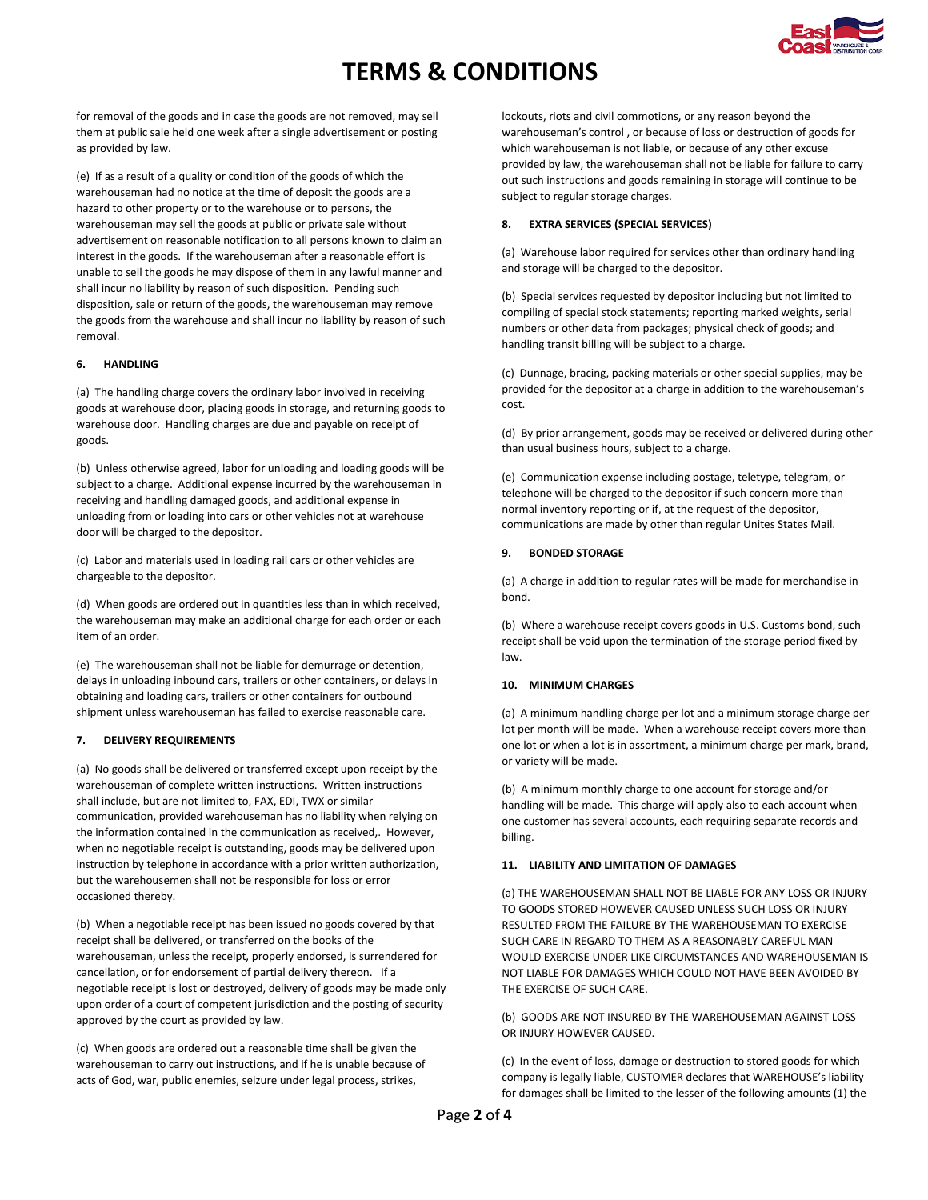# TERMS & CONDITIONS

for removal of the goods and in case the goods are not removed, may sell them at public sale held one week after a single advertisement or posting as provided by law.

(e) If as a result of a quality or condition of the goods of which the warehouseman had no notice at the time of deposit the goods are a hazard to other property or to the warehouse or to persons, the warehouseman may sell the goods at public or private sale without advertisement on reasonable notification to all persons known to claim an interest in the goods. If the warehouseman after a reasonable effort is unable to sell the goods he may dispose of them in any lawful manner and shall incur no liability by reason of such disposition. Pending such disposition, sale or return of the goods, the warehouseman may remove the goods from the warehouse and shall incur no liability by reason of such removal.

**6. HANDLING**

(a) The handling charge covers the ordinary labor involved in receiving goods at warehouse door, placing goods in storage, and returning goods to warehouse door. Handling charges are due and payable on receipt of goods.

(b) Unless otherwise agreed, labor for unloading and loading goods will be subject to a charge. Additional expense incurred by the warehouseman in receiving and handling damaged goods, and additional expense in unloading from or loading into cars or other vehicles not at warehouse door will be charged to the depositor.

(c) Labor and materials used in loading rail cars or other vehicles are chargeable to the depositor.

(d) When goods are ordered out in quantities less than in which received, the warehouseman may make an additional charge for each order or each item of an order.

(e) The warehouseman shall not be liable for demurrage or detention, delays in unloading inbound cars, trailers or other containers, or delays in obtaining and loading cars, trailers or other containers for outbound shipment unless warehouseman has failed to exercise reasonable care.

**7. DELIVERY REQUIREMENTS**

(a) No goods shall be delivered or transferred except upon receipt by the warehouseman of complete written instructions. Written instructions shall include, but are not limited to, FAX, EDI, TWX or similar communication, provided warehouseman has no liability when relying on the information contained in the communication as received,. However, when no negotiable receipt is outstanding, goods may be delivered upon instruction by telephone in accordance with a prior written authorization, but the warehousemen shall not be responsible for loss or error occasioned thereby.

(b) When a negotiable receipt has been issued no goods covered by that receipt shall be delivered, or transferred on the books of the warehouseman, unless the receipt, properly endorsed, is surrendered for cancellation, or for endorsement of partial delivery thereon. If a negotiable receipt is lost or destroyed, delivery of goods may be made only upon order of a court of competent jurisdiction and the posting of security approved by the court as provided by law.

(c) When goods are ordered out a reasonable time shall be given the warehouseman to carry out instructions, and if he is unable because of acts of God, war, public enemies, seizure under legal process, strikes, lockouts, riots and civil commotions, or any reason beyond the warehouseman's control , or because of loss or destruction of goods for which warehouseman is not liable, or because of any other excuse provided by law, the warehouseman shall not be liable for failure to carry out such instructions and goods remaining in storage will continue to be subject to regular storage charges.

**8. EXTRA SERVICES (SPECIAL SERVICES)**

(a) Warehouse labor required for services other than ordinary handling and storage will be charged to the depositor.

(b) Special services requested by depositor including but not limited to compiling of special stock statements; reporting marked weights, serial numbers or other data from packages; physical check of goods; and handling transit billing will be subject to a charge.

(c) Dunnage, bracing, packing materials or other special supplies, may be provided for the depositor at a charge in addition to the warehouseman's cost.

(d) By prior arrangement, goods may be received or delivered during other than usual business hours, subject to a charge.

(e) Communication expense including postage, teletype, telegram, or telephone will be charged to the depositor if such concern more than normal inventory reporting or if, at the request of the depositor, communications are made by other than regular Unites States Mail.

**9. BONDED STORAGE**

(a) A charge in addition to regular rates will be made for merchandise in bond.

(b) Where a warehouse receipt covers goods in U.S. Customs bond, such receipt shall be void upon the termination of the storage period fixed by law.

**10. MINIMUM CHARGES**

(a) A minimum handling charge per lot and a minimum storage charge per lot per month will be made. When a warehouse receipt covers more than one lot or when a lot is in assortment, a minimum charge per mark, brand, or variety will be made.

(b) A minimum monthly charge to one account for storage and/or handling will be made. This charge will apply also to each account when one customer has several accounts, each requiring separate records and billing.

**11. LIABILITY AND LIMITATION OF DAMAGES**

(a) THE WAREHOUSEMAN SHALL NOT BE LIABLE FOR ANY LOSS OR INJURY TO GOODS STORED HOWEVER CAUSED UNLESS SUCH LOSS OR INJURY RESULTED FROM THE FAILURE BY THE WAREHOUSEMAN TO EXERCISE SUCH CARE IN REGARD TO THEM AS A REASONABLY CAREFUL MAN WOULD EXERCISE UNDER LIKE CIRCUMSTANCES AND WAREHOUSEMAN IS NOT LIABLE FOR DAMAGES WHICH COULD NOT HAVE BEEN AVOIDED BY THE EXERCISE OF SUCH CARE.

(b) GOODS ARE NOT INSURED BY THE WAREHOUSEMAN AGAINST LOSS OR INJURY HOWEVER CAUSED.

(c) In the event of loss, damage or destruction to stored goods for which company is legally liable, CUSTOMER declares that WAREHOUSE's liability for damages shall be limited to the lesser of the following amounts (1) the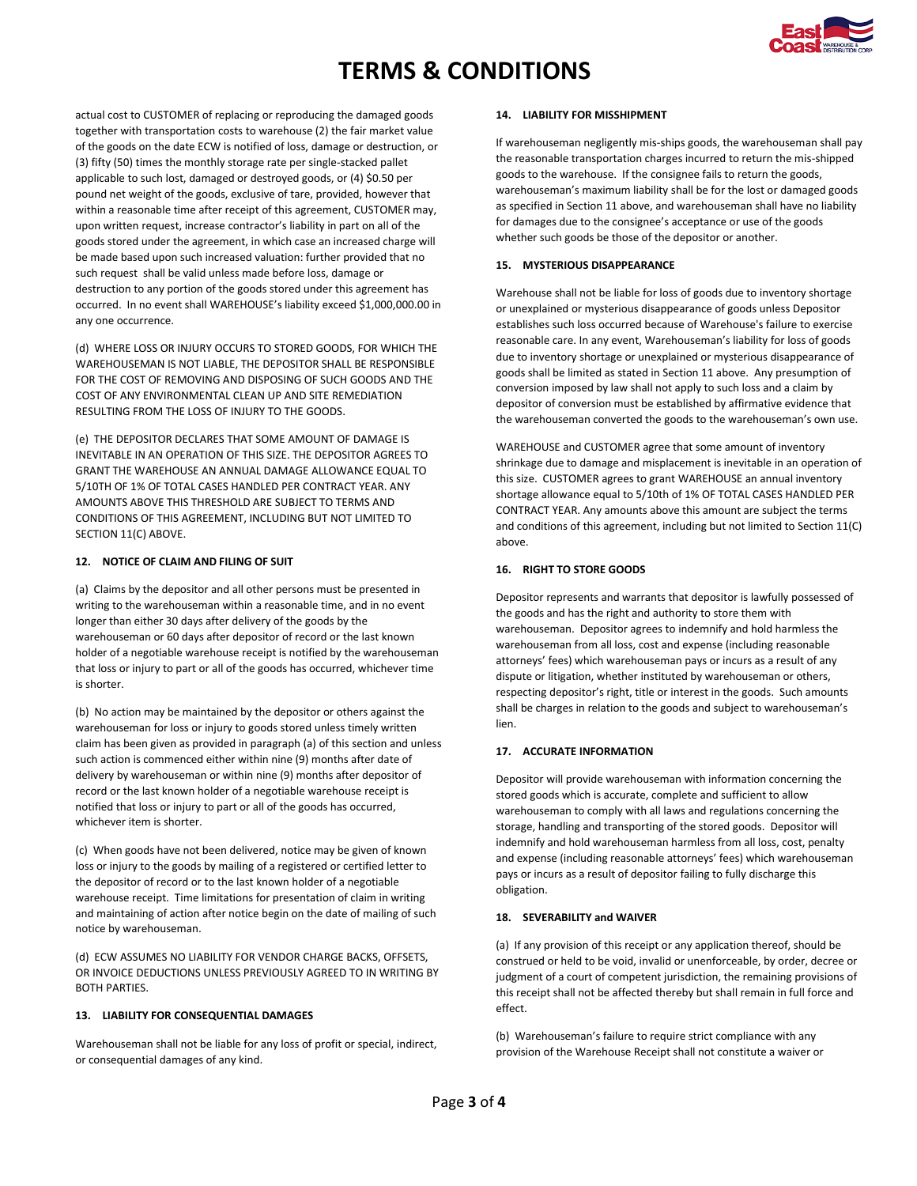# TERMS & CONDITIONS

actual cost to CUSTOMER of replacing or reproducing the damaged goods together with transportation costs to warehouse (2) the fair market value of the goods on the date ECW is notified of loss, damage or destruction, or (3) fifty (50) times the monthly storage rate per single-stacked pallet applicable to such lost, damaged or destroyed goods, or (4) $0.50 per pound net weight of the goods, exclusive of tare, provided, however that within a reasonable time after receipt of this agreement, CUSTOMER may, upon written request, increase contractor's liability in part on all of the goods stored under the agreement, in which case an increased charge will be made based upon such increased valuation: further provided that no such request shall be valid unless made before loss, damage or destruction to any portion of the goods stored under this agreement has occurred. In no event shall WAREHOUSE's liability exceed $1,000,000.00 in any one occurrence.

(d) WHERE LOSS OR INJURY OCCURS TO STORED GOODS, FOR WHICH THE WAREHOUSEMAN IS NOT LIABLE, THE DEPOSITOR SHALL BE RESPONSIBLE FOR THE COST OF REMOVING AND DISPOSING OF SUCH GOODS AND THE COST OF ANY ENVIRONMENTAL CLEAN UP AND SITE REMEDIATION RESULTING FROM THE LOSS OF INJURY TO THE GOODS.

(e) THE DEPOSITOR DECLARES THAT SOME AMOUNT OF DAMAGE IS INEVITABLE IN AN OPERATION OF THIS SIZE. THE DEPOSITOR AGREES TO GRANT THE WAREHOUSE AN ANNUAL DAMAGE ALLOWANCE EQUAL TO 5/10TH OF 1% OF TOTAL CASES HANDLED PER CONTRACT YEAR. ANY AMOUNTS ABOVE THIS THRESHOLD ARE SUBJECT TO TERMS AND CONDITIONS OF THIS AGREEMENT, INCLUDING BUT NOT LIMITED TO SECTION 11(C) ABOVE.

**12. NOTICE OF CLAIM AND FILING OF SUIT**

(a) Claims by the depositor and all other persons must be presented in writing to the warehouseman within a reasonable time, and in no event longer than either 30 days after delivery of the goods by the warehouseman or 60 days after depositor of record or the last known holder of a negotiable warehouse receipt is notified by the warehouseman that loss or injury to part or all of the goods has occurred, whichever time is shorter.

(b) No action may be maintained by the depositor or others against the warehouseman for loss or injury to goods stored unless timely written claim has been given as provided in paragraph (a) of this section and unless such action is commenced either within nine (9) months after date of delivery by warehouseman or within nine (9) months after depositor of record or the last known holder of a negotiable warehouse receipt is notified that loss or injury to part or all of the goods has occurred, whichever item is shorter.

(c) When goods have not been delivered, notice may be given of known loss or injury to the goods by mailing of a registered or certified letter to the depositor of record or to the last known holder of a negotiable warehouse receipt. Time limitations for presentation of claim in writing and maintaining of action after notice begin on the date of mailing of such notice by warehouseman.

(d) ECW ASSUMES NO LIABILITY FOR VENDOR CHARGE BACKS, OFFSETS, OR INVOICE DEDUCTIONS UNLESS PREVIOUSLY AGREED TO IN WRITING BY BOTH PARTIES.

**13. LIABILITY FOR CONSEQUENTIAL DAMAGES**

Warehouseman shall not be liable for any loss of profit or special, indirect, or consequential damages of any kind.

**14. LIABILITY FOR MISSHIPMENT**

If warehouseman negligently mis-ships goods, the warehouseman shall pay the reasonable transportation charges incurred to return the mis-shipped goods to the warehouse. If the consignee fails to return the goods, warehouseman's maximum liability shall be for the lost or damaged goods as specified in Section 11 above, and warehouseman shall have no liability for damages due to the consignee's acceptance or use of the goods whether such goods be those of the depositor or another.

**15. MYSTERIOUS DISAPPEARANCE**

Warehouse shall not be liable for loss of goods due to inventory shortage or unexplained or mysterious disappearance of goods unless Depositor establishes such loss occurred because of Warehouse's failure to exercise reasonable care. In any event, Warehouseman's liability for loss of goods due to inventory shortage or unexplained or mysterious disappearance of goods shall be limited as stated in Section 11 above. Any presumption of conversion imposed by law shall not apply to such loss and a claim by depositor of conversion must be established by affirmative evidence that the warehouseman converted the goods to the warehouseman's own use.

WAREHOUSE and CUSTOMER agree that some amount of inventory shrinkage due to damage and misplacement is inevitable in an operation of this size. CUSTOMER agrees to grant WAREHOUSE an annual inventory shortage allowance equal to 5/10th of 1% OF TOTAL CASES HANDLED PER CONTRACT YEAR. Any amounts above this amount are subject the terms and conditions of this agreement, including but not limited to Section 11(C) above.

**16. RIGHT TO STORE GOODS**

Depositor represents and warrants that depositor is lawfully possessed of the goods and has the right and authority to store them with warehouseman. Depositor agrees to indemnify and hold harmless the warehouseman from all loss, cost and expense (including reasonable attorneys' fees) which warehouseman pays or incurs as a result of any dispute or litigation, whether instituted by warehouseman or others, respecting depositor's right, title or interest in the goods. Such amounts shall be charges in relation to the goods and subject to warehouseman's lien.

**17. ACCURATE INFORMATION**

Depositor will provide warehouseman with information concerning the stored goods which is accurate, complete and sufficient to allow warehouseman to comply with all laws and regulations concerning the storage, handling and transporting of the stored goods. Depositor will indemnify and hold warehouseman harmless from all loss, cost, penalty and expense (including reasonable attorneys' fees) which warehouseman pays or incurs as a result of depositor failing to fully discharge this obligation.

**18. SEVERABILITY and WAIVER**

(a) If any provision of this receipt or any application thereof, should be construed or held to be void, invalid or unenforceable, by order, decree or judgment of a court of competent jurisdiction, the remaining provisions of this receipt shall not be affected thereby but shall remain in full force and effect.

(b) Warehouseman's failure to require strict compliance with any provision of the Warehouse Receipt shall not constitute a waiver or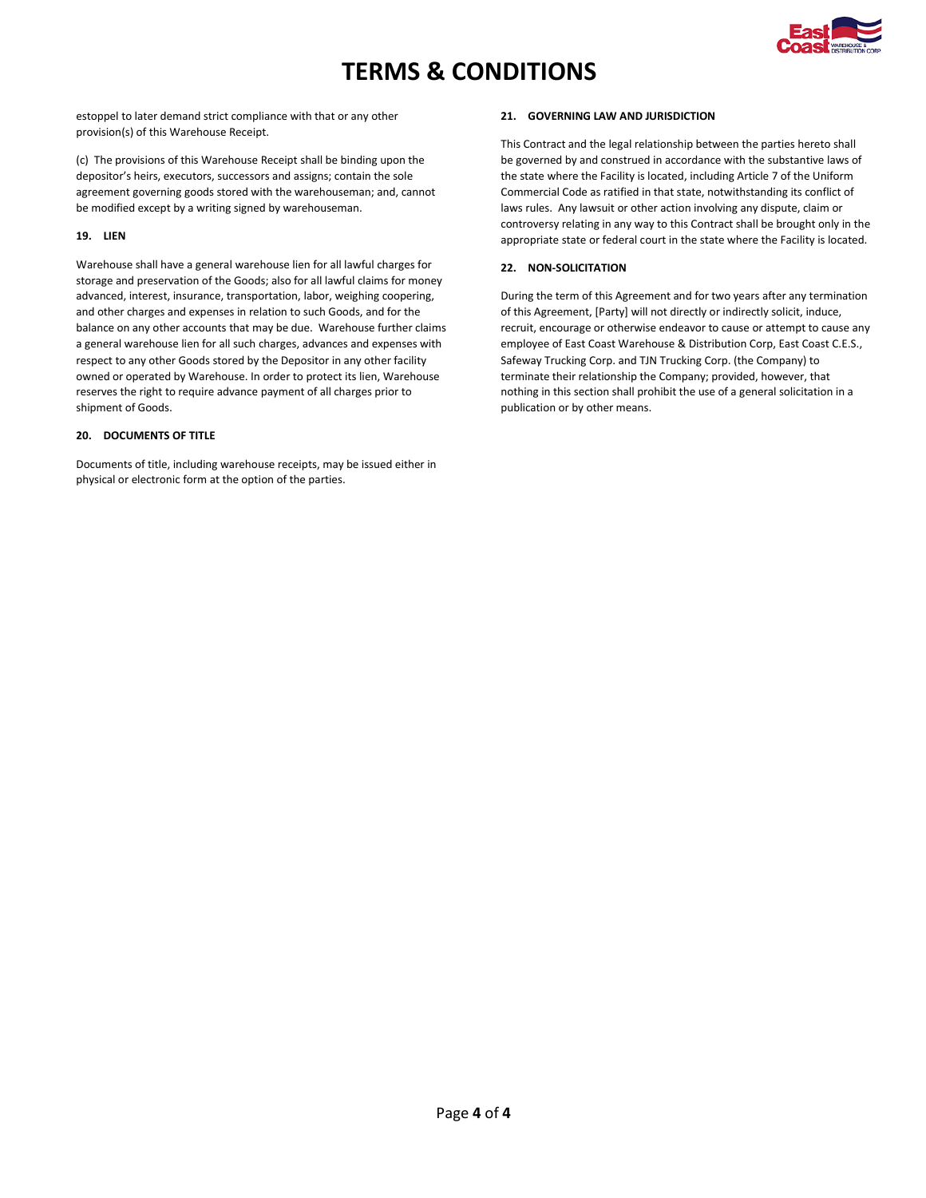# TERMS & CONDITIONS

estoppel to later demand strict compliance with that or any other provision(s) of this Warehouse Receipt.

(c) The provisions of this Warehouse Receipt shall be binding upon the depositor's heirs, executors, successors and assigns; contain the sole agreement governing goods stored with the warehouseman; and, cannot be modified except by a writing signed by warehouseman.

**19. LIEN**

Warehouse shall have a general warehouse lien for all lawful charges for storage and preservation of the Goods; also for all lawful claims for money advanced, interest, insurance, transportation, labor, weighing coopering, and other charges and expenses in relation to such Goods, and for the balance on any other accounts that may be due. Warehouse further claims a general warehouse lien for all such charges, advances and expenses with respect to any other Goods stored by the Depositor in any other facility owned or operated by Warehouse. In order to protect its lien, Warehouse reserves the right to require advance payment of all charges prior to shipment of Goods.

**20. DOCUMENTS OF TITLE**

Documents of title, including warehouse receipts, may be issued either in physical or electronic form at the option of the parties.

**21. GOVERNING LAW AND JURISDICTION**

This Contract and the legal relationship between the parties hereto shall be governed by and construed in accordance with the substantive laws of the state where the Facility is located, including Article 7 of the Uniform Commercial Code as ratified in that state, notwithstanding its conflict of laws rules. Any lawsuit or other action involving any dispute, claim or controversy relating in any way to this Contract shall be brought only in the appropriate state or federal court in the state where the Facility is located.

**22. NON-SOLICITATION**

During the term of this Agreement and for two years after any termination of this Agreement, [Party] will not directly or indirectly solicit, induce, recruit, encourage or otherwise endeavor to cause or attempt to cause any employee of East Coast Warehouse & Distribution Corp, East Coast C.E.S., Safeway Trucking Corp. and TJN Trucking Corp. (the Company) to terminate their relationship the Company; provided, however, that nothing in this section shall prohibit the use of a general solicitation in a publication or by other means.